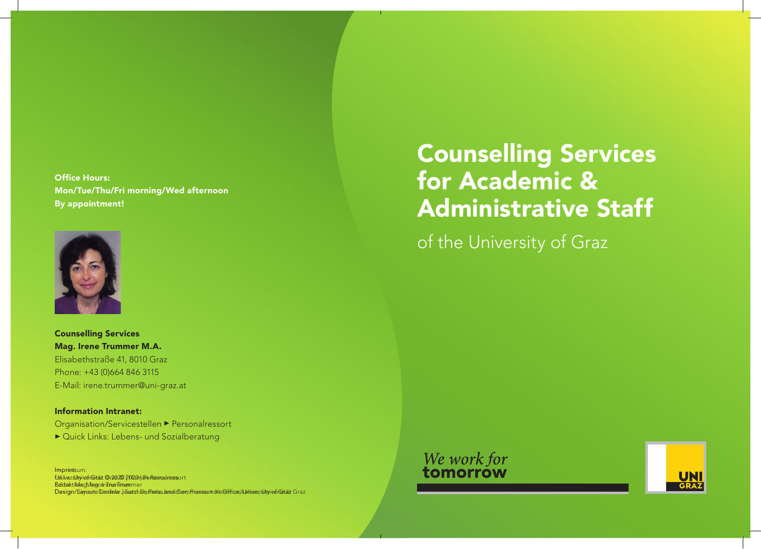**Office Hours:**
**Mon/Tue/Thu/Fri morning/Wed afternoon**
**By appointment!**

**Counselling Services**
**Mag. Irene Trummer M.A.**
Elisabethstraße 41, 8010 Graz
Phone: +43 (0)664 846 3115
E-Mail: irene.trummer@uni-graz.at

**Information Intranet:**
Organisation/Servicestellen ▶ Personalressort
▶ Quick Links: Lebens- und Sozialberatung

Impressum:
Universität Graz © 2020 | Personalressort
Redaktion: Mag. Irene Trummer
Design/Layout: Daniela Jesch, Presse und Kommunikation, Universität Graz

# Counselling Services for Academic & Administrative Staff

## of the University of Graz

*We work for* **tomorrow**

UNI GRAZ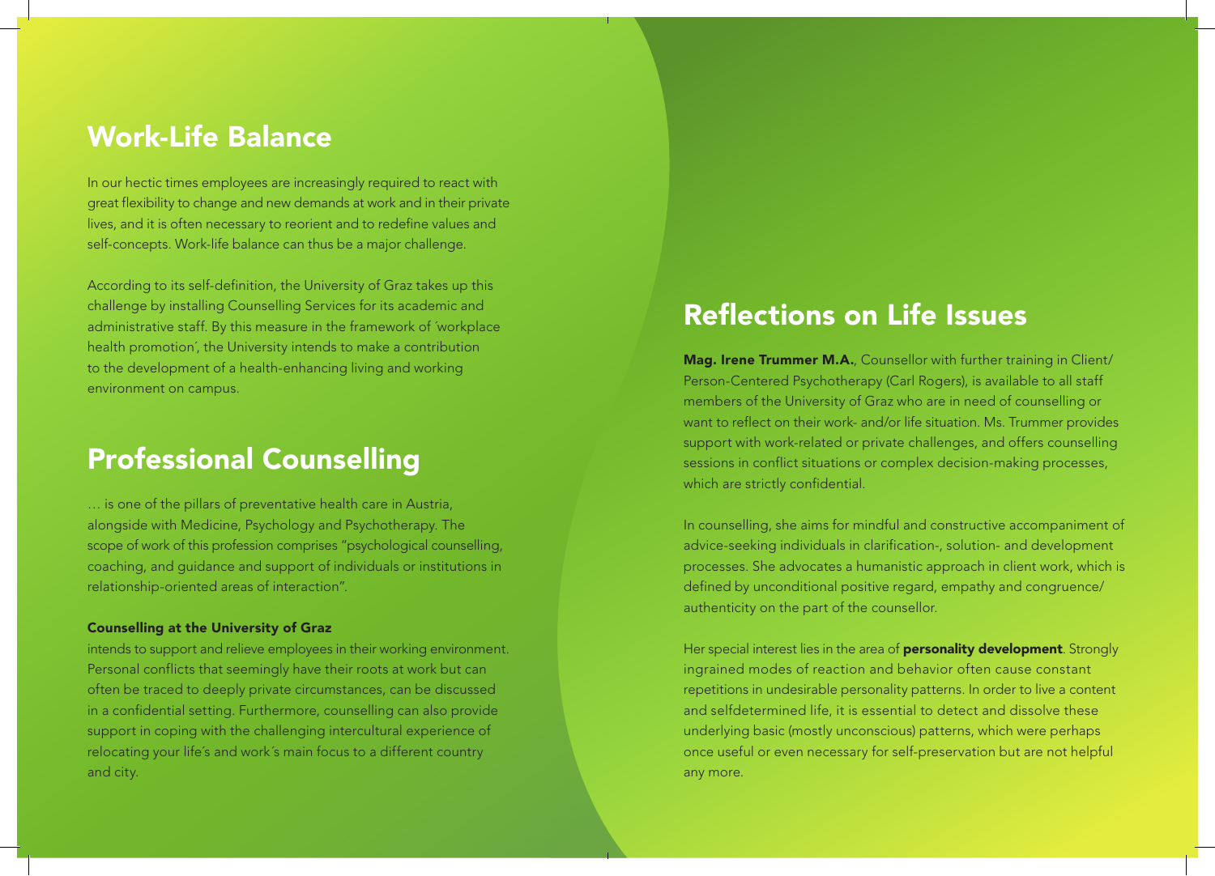## Work-Life Balance

In our hectic times employees are increasingly required to react with great flexibility to change and new demands at work and in their private lives, and it is often necessary to reorient and to redefine values and self-concepts. Work-life balance can thus be a major challenge.

According to its self-definition, the University of Graz takes up this challenge by installing Counselling Services for its academic and administrative staff. By this measure in the framework of ´workplace health promotion´, the University intends to make a contribution to the development of a health-enhancing living and working environment on campus.

## Professional Counselling

… is one of the pillars of preventative health care in Austria, alongside with Medicine, Psychology and Psychotherapy. The scope of work of this profession comprises "psychological counselling, coaching, and guidance and support of individuals or institutions in relationship-oriented areas of interaction".

**Counselling at the University of Graz**

intends to support and relieve employees in their working environment. Personal conflicts that seemingly have their roots at work but can often be traced to deeply private circumstances, can be discussed in a confidential setting. Furthermore, counselling can also provide support in coping with the challenging intercultural experience of relocating your life´s and work´s main focus to a different country and city.

## Reflections on Life Issues

**Mag. Irene Trummer M.A.**, Counsellor with further training in Client/Person-Centered Psychotherapy (Carl Rogers), is available to all staff members of the University of Graz who are in need of counselling or want to reflect on their work- and/or life situation. Ms. Trummer provides support with work-related or private challenges, and offers counselling sessions in conflict situations or complex decision-making processes, which are strictly confidential.

In counselling, she aims for mindful and constructive accompaniment of advice-seeking individuals in clarification-, solution- and development processes. She advocates a humanistic approach in client work, which is defined by unconditional positive regard, empathy and congruence/authenticity on the part of the counsellor.

Her special interest lies in the area of **personality development**. Strongly ingrained modes of reaction and behavior often cause constant repetitions in undesirable personality patterns. In order to live a content and selfdetermined life, it is essential to detect and dissolve these underlying basic (mostly unconscious) patterns, which were perhaps once useful or even necessary for self-preservation but are not helpful any more.